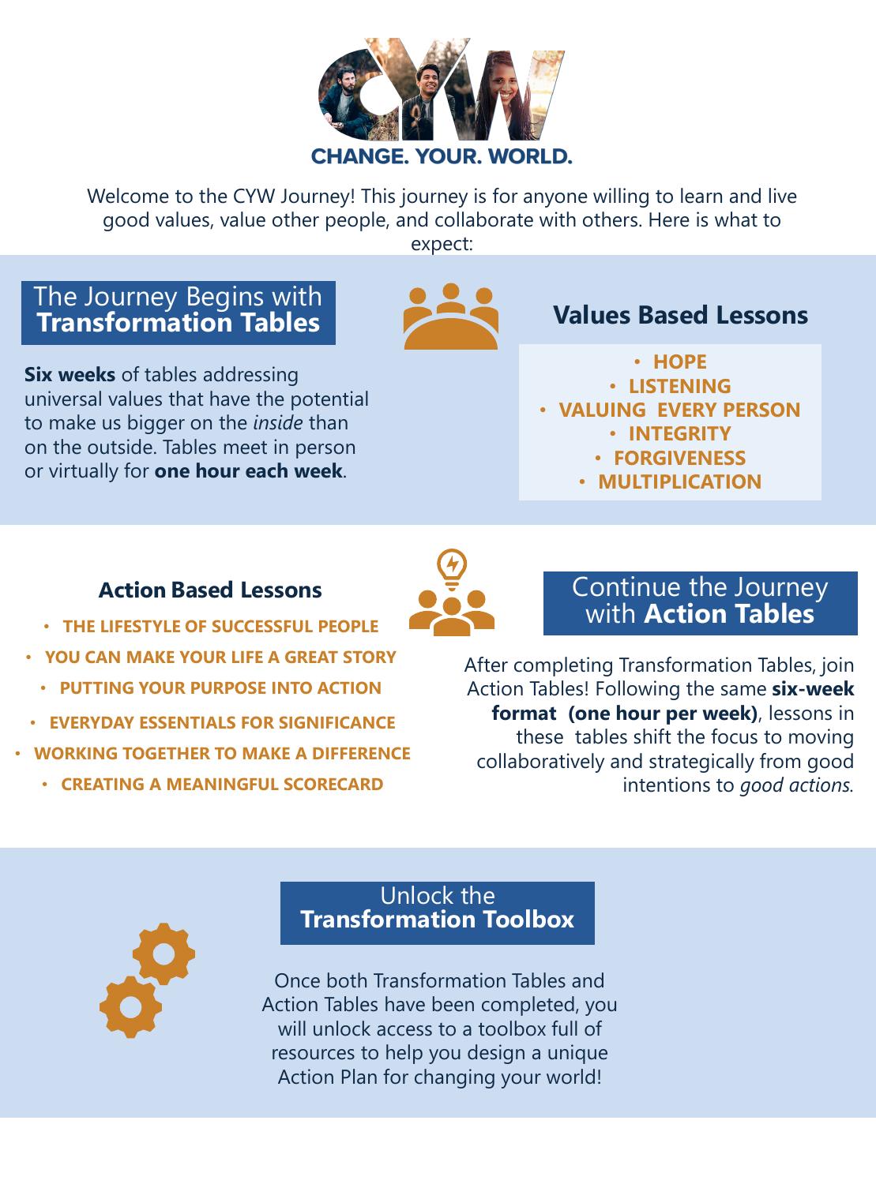# CHANGE. YOUR. WORLD.

Welcome to the CYW Journey! This journey is for anyone willing to learn and live good values, value other people, and collaborate with others. Here is what to expect:

## The Journey Begins with **Transformation Tables**

**Six weeks** of tables addressing universal values that have the potential to make us bigger on the *inside* than on the outside. Tables meet in person or virtually for **one hour each week**.

### Values Based Lessons

- HOPE
- LISTENING
- VALUING EVERY PERSON
- INTEGRITY
- FORGIVENESS
- MULTIPLICATION

## Continue the Journey with **Action Tables**

After completing Transformation Tables, join Action Tables! Following the same **six-week format (one hour per week)**, lessons in these tables shift the focus to moving collaboratively and strategically from good intentions to *good actions*.

### Action Based Lessons

- THE LIFESTYLE OF SUCCESSFUL PEOPLE
- YOU CAN MAKE YOUR LIFE A GREAT STORY
- PUTTING YOUR PURPOSE INTO ACTION
- EVERYDAY ESSENTIALS FOR SIGNIFICANCE
- WORKING TOGETHER TO MAKE A DIFFERENCE
- CREATING A MEANINGFUL SCORECARD

## Unlock the **Transformation Toolbox**

Once both Transformation Tables and Action Tables have been completed, you will unlock access to a toolbox full of resources to help you design a unique Action Plan for changing your world!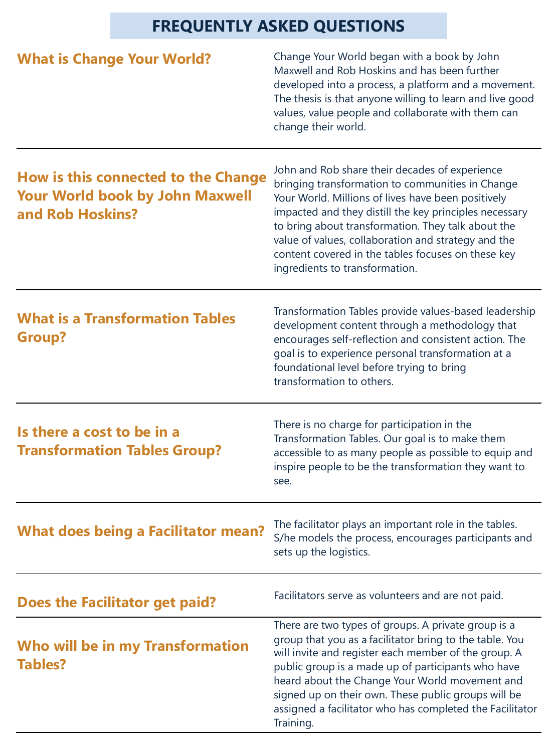# FREQUENTLY ASKED QUESTIONS

## What is Change Your World?

Change Your World began with a book by John Maxwell and Rob Hoskins and has been further developed into a process, a platform and a movement. The thesis is that anyone willing to learn and live good values, value people and collaborate with them can change their world.

## How is this connected to the Change Your World book by John Maxwell and Rob Hoskins?

John and Rob share their decades of experience bringing transformation to communities in Change Your World. Millions of lives have been positively impacted and they distill the key principles necessary to bring about transformation. They talk about the value of values, collaboration and strategy and the content covered in the tables focuses on these key ingredients to transformation.

## What is a Transformation Tables Group?

Transformation Tables provide values-based leadership development content through a methodology that encourages self-reflection and consistent action. The goal is to experience personal transformation at a foundational level before trying to bring transformation to others.

## Is there a cost to be in a Transformation Tables Group?

There is no charge for participation in the Transformation Tables. Our goal is to make them accessible to as many people as possible to equip and inspire people to be the transformation they want to see.

## What does being a Facilitator mean?

The facilitator plays an important role in the tables. S/he models the process, encourages participants and sets up the logistics.

## Does the Facilitator get paid?

Facilitators serve as volunteers and are not paid.

## Who will be in my Transformation Tables?

There are two types of groups. A private group is a group that you as a facilitator bring to the table. You will invite and register each member of the group. A public group is a made up of participants who have heard about the Change Your World movement and signed up on their own. These public groups will be assigned a facilitator who has completed the Facilitator Training.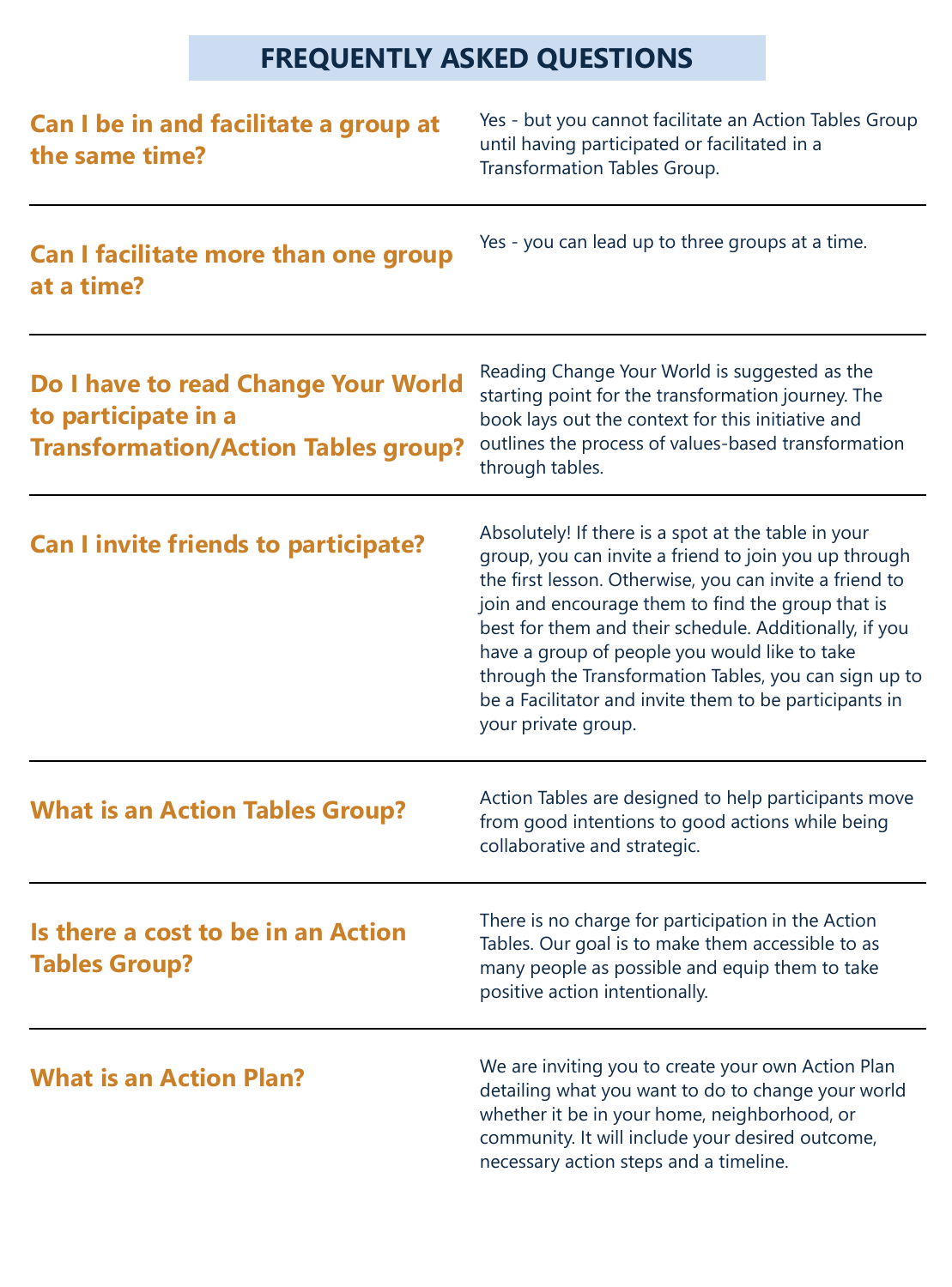# FREQUENTLY ASKED QUESTIONS

### Can I be in and facilitate a group at the same time?

Yes - but you cannot facilitate an Action Tables Group until having participated or facilitated in a Transformation Tables Group.

### Can I facilitate more than one group at a time?

Yes - you can lead up to three groups at a time.

### Do I have to read Change Your World to participate in a Transformation/Action Tables group?

Reading Change Your World is suggested as the starting point for the transformation journey. The book lays out the context for this initiative and outlines the process of values-based transformation through tables.

### Can I invite friends to participate?

Absolutely! If there is a spot at the table in your group, you can invite a friend to join you up through the first lesson. Otherwise, you can invite a friend to join and encourage them to find the group that is best for them and their schedule. Additionally, if you have a group of people you would like to take through the Transformation Tables, you can sign up to be a Facilitator and invite them to be participants in your private group.

### What is an Action Tables Group?

Action Tables are designed to help participants move from good intentions to good actions while being collaborative and strategic.

### Is there a cost to be in an Action Tables Group?

There is no charge for participation in the Action Tables. Our goal is to make them accessible to as many people as possible and equip them to take positive action intentionally.

### What is an Action Plan?

We are inviting you to create your own Action Plan detailing what you want to do to change your world whether it be in your home, neighborhood, or community. It will include your desired outcome, necessary action steps and a timeline.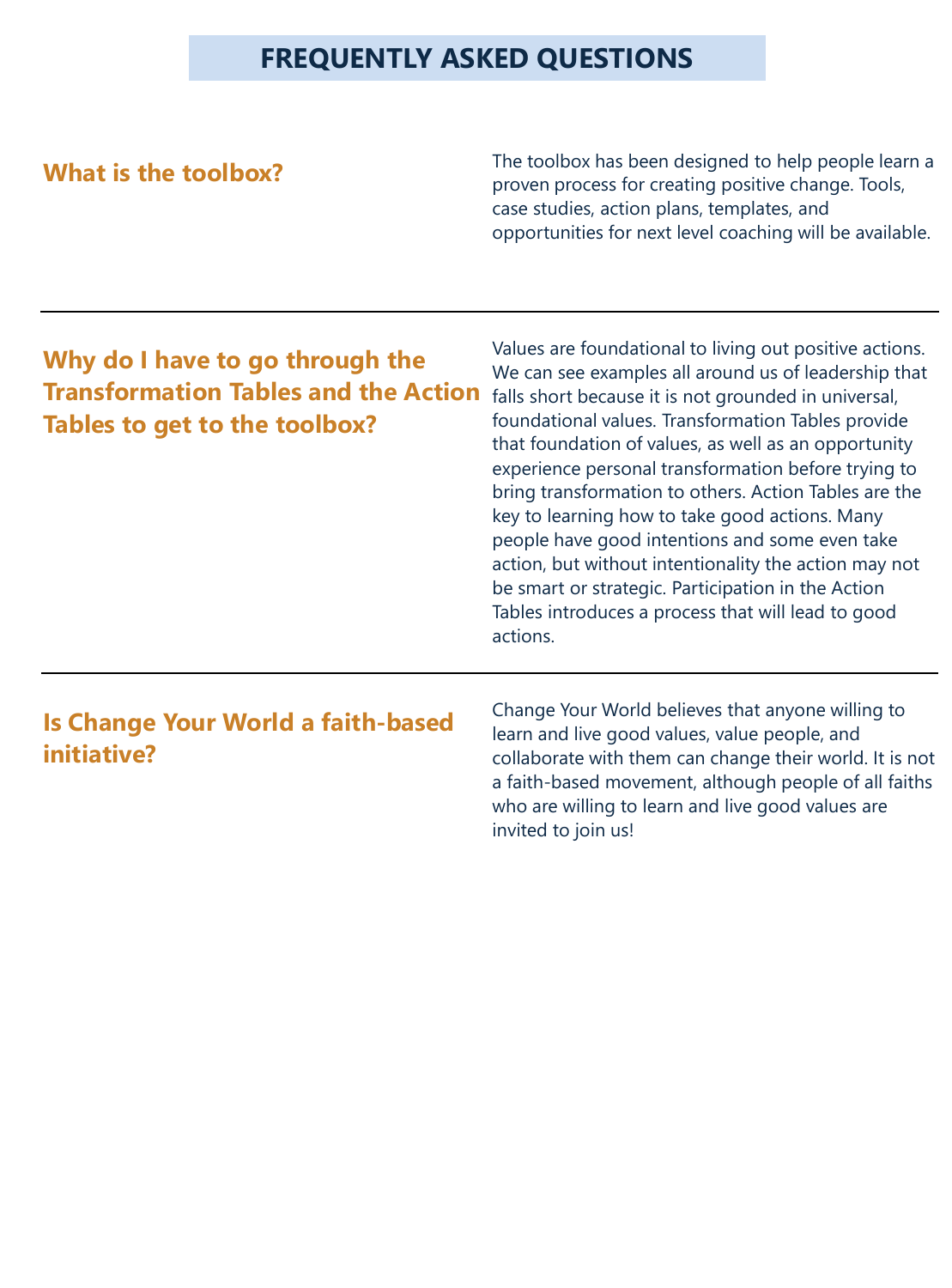# FREQUENTLY ASKED QUESTIONS

## What is the toolbox?

The toolbox has been designed to help people learn a proven process for creating positive change. Tools, case studies, action plans, templates, and opportunities for next level coaching will be available.

---

## Why do I have to go through the Transformation Tables and the Action Tables to get to the toolbox?

Values are foundational to living out positive actions. We can see examples all around us of leadership that falls short because it is not grounded in universal, foundational values. Transformation Tables provide that foundation of values, as well as an opportunity experience personal transformation before trying to bring transformation to others. Action Tables are the key to learning how to take good actions. Many people have good intentions and some even take action, but without intentionality the action may not be smart or strategic. Participation in the Action Tables introduces a process that will lead to good actions.

---

## Is Change Your World a faith-based initiative?

Change Your World believes that anyone willing to learn and live good values, value people, and collaborate with them can change their world. It is not a faith-based movement, although people of all faiths who are willing to learn and live good values are invited to join us!